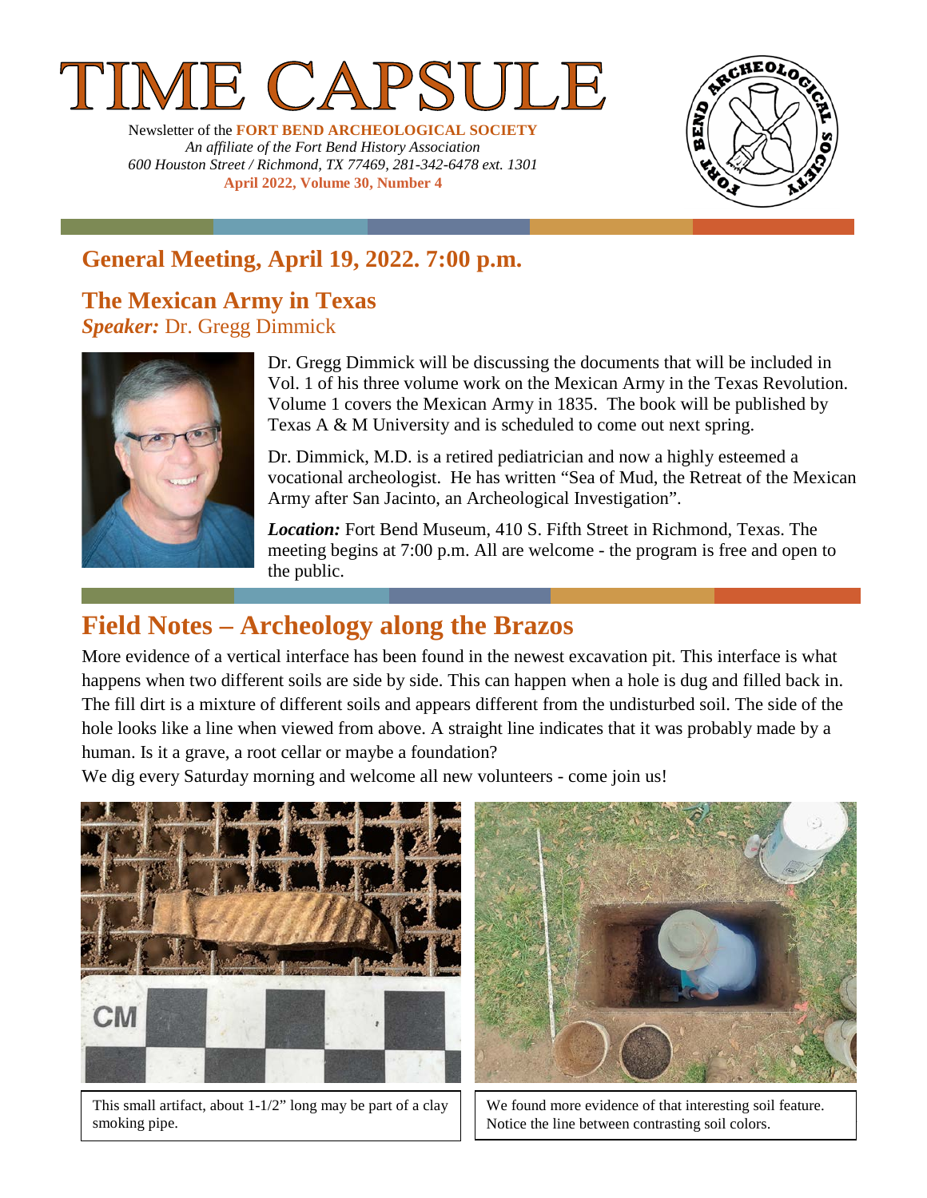# TIME CAPSULE

Newsletter of the **FORT BEND ARCHEOLOGICAL SOCIETY**
*An affiliate of the Fort Bend History Association*
*600 Houston Street / Richmond, TX 77469, 281-342-6478 ext. 1301*
**April 2022, Volume 30, Number 4**

## General Meeting, April 19, 2022. 7:00 p.m.

### The Mexican Army in Texas

***Speaker:*** Dr. Gregg Dimmick

Dr. Gregg Dimmick will be discussing the documents that will be included in Vol. 1 of his three volume work on the Mexican Army in the Texas Revolution. Volume 1 covers the Mexican Army in 1835. The book will be published by Texas A & M University and is scheduled to come out next spring.

Dr. Dimmick, M.D. is a retired pediatrician and now a highly esteemed a vocational archeologist. He has written "Sea of Mud, the Retreat of the Mexican Army after San Jacinto, an Archeological Investigation".

***Location:*** Fort Bend Museum, 410 S. Fifth Street in Richmond, Texas. The meeting begins at 7:00 p.m. All are welcome - the program is free and open to the public.

## Field Notes – Archeology along the Brazos

More evidence of a vertical interface has been found in the newest excavation pit. This interface is what happens when two different soils are side by side. This can happen when a hole is dug and filled back in. The fill dirt is a mixture of different soils and appears different from the undisturbed soil. The side of the hole looks like a line when viewed from above. A straight line indicates that it was probably made by a human. Is it a grave, a root cellar or maybe a foundation?

We dig every Saturday morning and welcome all new volunteers - come join us!

This small artifact, about 1-1/2" long may be part of a clay smoking pipe.

We found more evidence of that interesting soil feature. Notice the line between contrasting soil colors.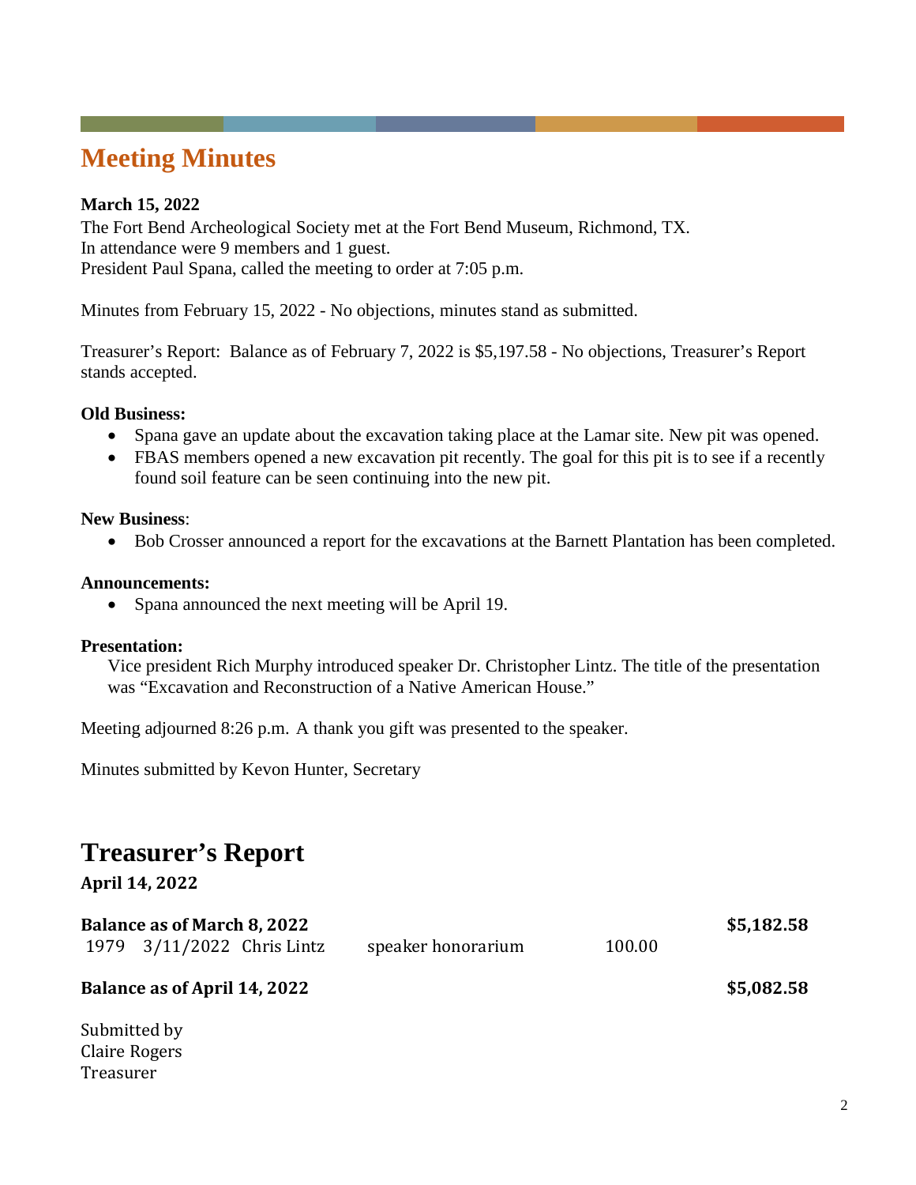## Meeting Minutes

**March 15, 2022**
The Fort Bend Archeological Society met at the Fort Bend Museum, Richmond, TX.
In attendance were 9 members and 1 guest.
President Paul Spana, called the meeting to order at 7:05 p.m.

Minutes from February 15, 2022 - No objections, minutes stand as submitted.

Treasurer's Report: Balance as of February 7, 2022 is $5,197.58 - No objections, Treasurer's Report stands accepted.

**Old Business:**

- Spana gave an update about the excavation taking place at the Lamar site. New pit was opened.
- FBAS members opened a new excavation pit recently. The goal for this pit is to see if a recently found soil feature can be seen continuing into the new pit.

**New Business**:

- Bob Crosser announced a report for the excavations at the Barnett Plantation has been completed.

**Announcements:**

- Spana announced the next meeting will be April 19.

**Presentation:**

Vice president Rich Murphy introduced speaker Dr. Christopher Lintz. The title of the presentation was "Excavation and Reconstruction of a Native American House."

Meeting adjourned 8:26 p.m. A thank you gift was presented to the speaker.

Minutes submitted by Kevon Hunter, Secretary

## Treasurer's Report

**April 14, 2022**

| | | | | | |
|---|---|---|---|---|---|
| **Balance as of March 8, 2022** | | | | | **$5,182.58** |
| 1979 | 3/11/2022 | Chris Lintz | speaker honorarium | 100.00 | |
| **Balance as of April 14, 2022** | | | | | **$5,082.58** |

Submitted by
Claire Rogers
Treasurer